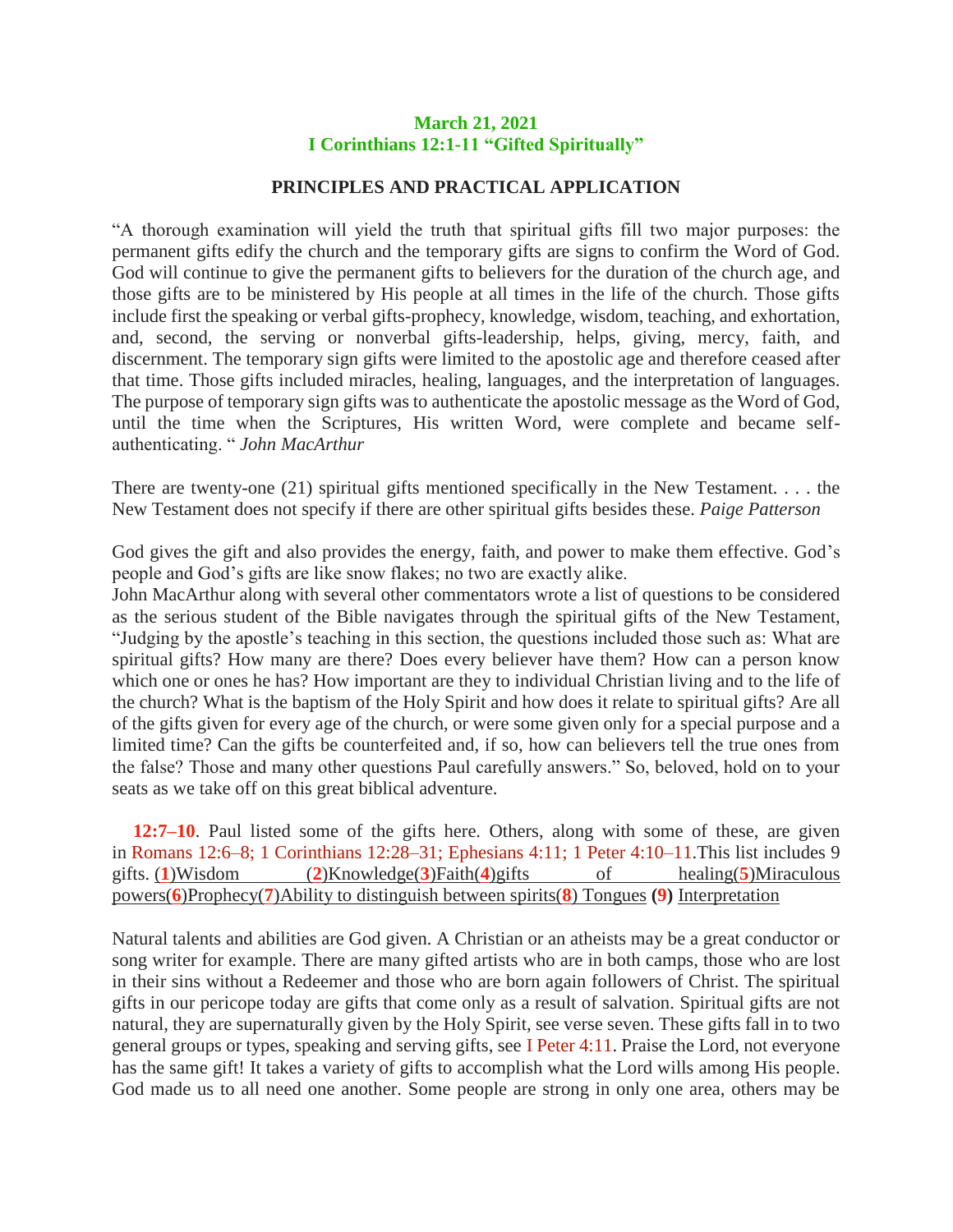**March 21, 2021**
**I Corinthians 12:1-11 "Gifted Spiritually"**

## PRINCIPLES AND PRACTICAL APPLICATION

"A thorough examination will yield the truth that spiritual gifts fill two major purposes: the permanent gifts edify the church and the temporary gifts are signs to confirm the Word of God. God will continue to give the permanent gifts to believers for the duration of the church age, and those gifts are to be ministered by His people at all times in the life of the church. Those gifts include first the speaking or verbal gifts-prophecy, knowledge, wisdom, teaching, and exhortation, and, second, the serving or nonverbal gifts-leadership, helps, giving, mercy, faith, and discernment. The temporary sign gifts were limited to the apostolic age and therefore ceased after that time. Those gifts included miracles, healing, languages, and the interpretation of languages. The purpose of temporary sign gifts was to authenticate the apostolic message as the Word of God, until the time when the Scriptures, His written Word, were complete and became self-authenticating. " *John MacArthur*

There are twenty-one (21) spiritual gifts mentioned specifically in the New Testament. . . . the New Testament does not specify if there are other spiritual gifts besides these. *Paige Patterson*

God gives the gift and also provides the energy, faith, and power to make them effective. God's people and God's gifts are like snow flakes; no two are exactly alike.
John MacArthur along with several other commentators wrote a list of questions to be considered as the serious student of the Bible navigates through the spiritual gifts of the New Testament, "Judging by the apostle's teaching in this section, the questions included those such as: What are spiritual gifts? How many are there? Does every believer have them? How can a person know which one or ones he has? How important are they to individual Christian living and to the life of the church? What is the baptism of the Holy Spirit and how does it relate to spiritual gifts? Are all of the gifts given for every age of the church, or were some given only for a special purpose and a limited time? Can the gifts be counterfeited and, if so, how can believers tell the true ones from the false? Those and many other questions Paul carefully answers." So, beloved, hold on to your seats as we take off on this great biblical adventure.

**12:7–10**. Paul listed some of the gifts here. Others, along with some of these, are given in Romans 12:6–8; 1 Corinthians 12:28–31; Ephesians 4:11; 1 Peter 4:10–11.This list includes 9 gifts. (**1**)Wisdom (**2**)Knowledge(**3**)Faith(**4**)gifts of healing(**5**)Miraculous powers(**6**)Prophecy(**7**)Ability to distinguish between spirits(**8**) Tongues **(9)** Interpretation

Natural talents and abilities are God given. A Christian or an atheists may be a great conductor or song writer for example. There are many gifted artists who are in both camps, those who are lost in their sins without a Redeemer and those who are born again followers of Christ. The spiritual gifts in our pericope today are gifts that come only as a result of salvation. Spiritual gifts are not natural, they are supernaturally given by the Holy Spirit, see verse seven. These gifts fall in to two general groups or types, speaking and serving gifts, see I Peter 4:11. Praise the Lord, not everyone has the same gift! It takes a variety of gifts to accomplish what the Lord wills among His people. God made us to all need one another. Some people are strong in only one area, others may be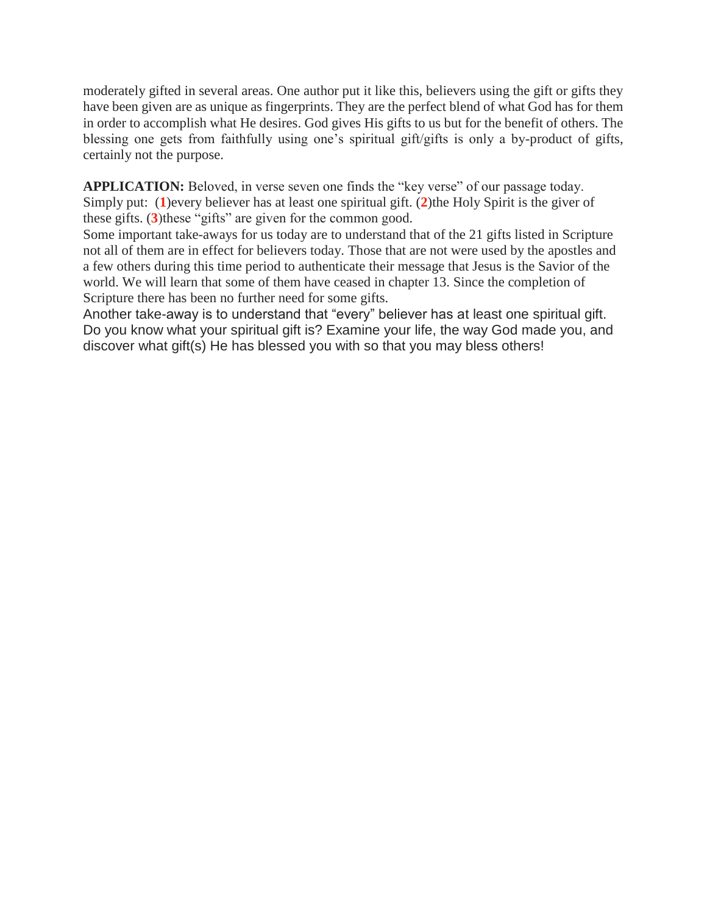moderately gifted in several areas. One author put it like this, believers using the gift or gifts they have been given are as unique as fingerprints. They are the perfect blend of what God has for them in order to accomplish what He desires. God gives His gifts to us but for the benefit of others. The blessing one gets from faithfully using one's spiritual gift/gifts is only a by-product of gifts, certainly not the purpose.

**APPLICATION:** Beloved, in verse seven one finds the "key verse" of our passage today. Simply put: (**1**)every believer has at least one spiritual gift. (**2**)the Holy Spirit is the giver of these gifts. (**3**)these "gifts" are given for the common good.

Some important take-aways for us today are to understand that of the 21 gifts listed in Scripture not all of them are in effect for believers today. Those that are not were used by the apostles and a few others during this time period to authenticate their message that Jesus is the Savior of the world. We will learn that some of them have ceased in chapter 13. Since the completion of Scripture there has been no further need for some gifts.

Another take-away is to understand that "every" believer has at least one spiritual gift. Do you know what your spiritual gift is? Examine your life, the way God made you, and discover what gift(s) He has blessed you with so that you may bless others!